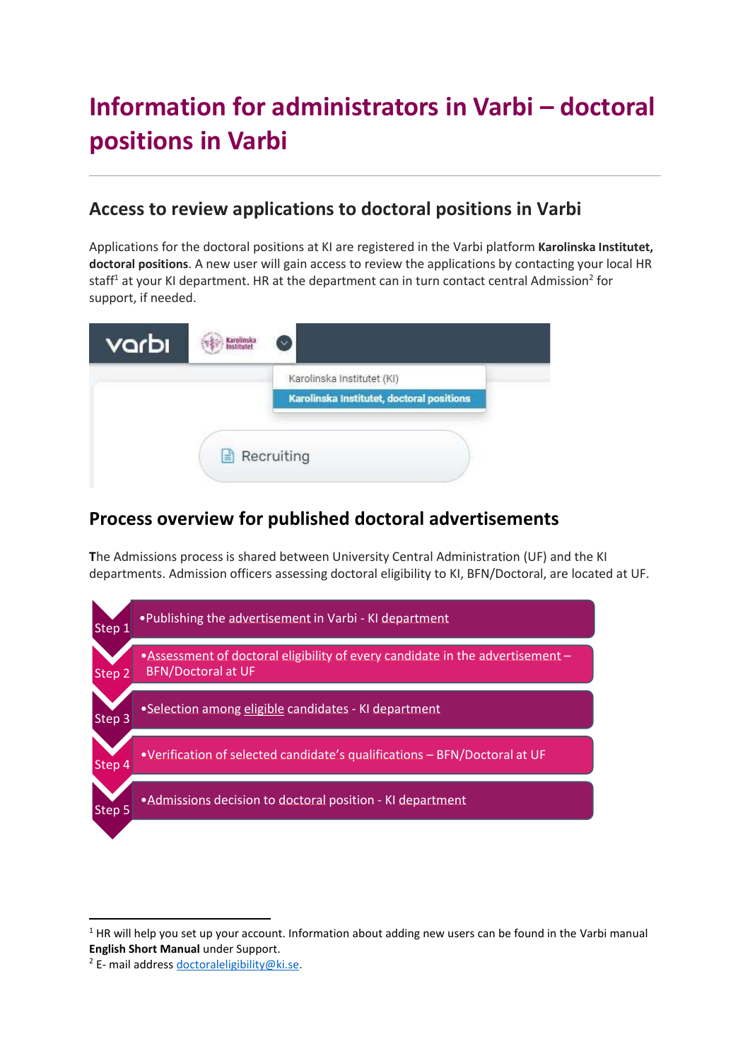# Information for administrators in Varbi – doctoral positions in Varbi

## Access to review applications to doctoral positions in Varbi

Applications for the doctoral positions at KI are registered in the Varbi platform **Karolinska Institutet, doctoral positions**. A new user will gain access to review the applications by contacting your local HR staff[1] at your KI department. HR at the department can in turn contact central Admission[2] for support, if needed.

## Process overview for published doctoral advertisements

**T**he Admissions process is shared between University Central Administration (UF) and the KI departments. Admission officers assessing doctoral eligibility to KI, BFN/Doctoral, are located at UF.

- Step 1 • Publishing the advertisement in Varbi - KI department
- Step 2 • Assessment of doctoral eligibility of every candidate in the advertisement – BFN/Doctoral at UF
- Step 3 • Selection among eligible candidates - KI department
- Step 4 • Verification of selected candidate's qualifications – BFN/Doctoral at UF
- Step 5 • Admissions decision to doctoral position - KI department

---

[1] HR will help you set up your account. Information about adding new users can be found in the Varbi manual **English Short Manual** under Support.

[2] E- mail address doctoraleligibility@ki.se.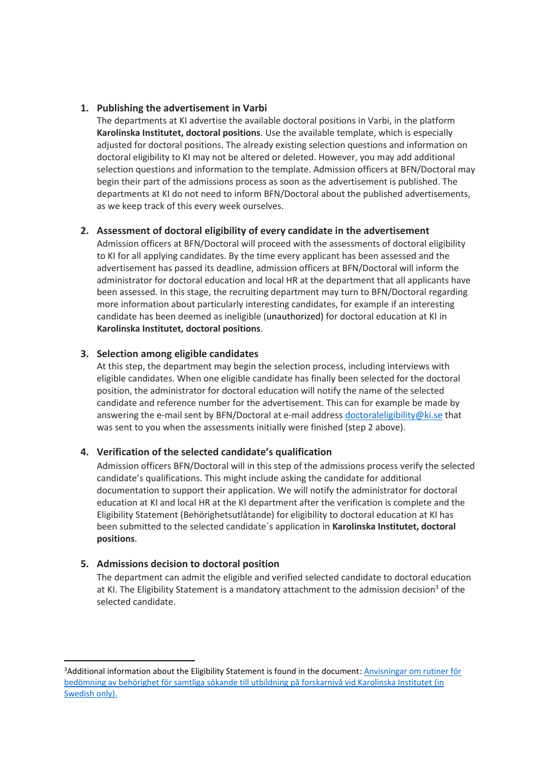1. **Publishing the advertisement in Varbi**
   The departments at KI advertise the available doctoral positions in Varbi, in the platform **Karolinska Institutet, doctoral positions**. Use the available template, which is especially adjusted for doctoral positions. The already existing selection questions and information on doctoral eligibility to KI may not be altered or deleted. However, you may add additional selection questions and information to the template. Admission officers at BFN/Doctoral may begin their part of the admissions process as soon as the advertisement is published. The departments at KI do not need to inform BFN/Doctoral about the published advertisements, as we keep track of this every week ourselves.

2. **Assessment of doctoral eligibility of every candidate in the advertisement**
   Admission officers at BFN/Doctoral will proceed with the assessments of doctoral eligibility to KI for all applying candidates. By the time every applicant has been assessed and the advertisement has passed its deadline, admission officers at BFN/Doctoral will inform the administrator for doctoral education and local HR at the department that all applicants have been assessed. In this stage, the recruiting department may turn to BFN/Doctoral regarding more information about particularly interesting candidates, for example if an interesting candidate has been deemed as ineligible (unauthorized) for doctoral education at KI in **Karolinska Institutet, doctoral positions**.

3. **Selection among eligible candidates**
   At this step, the department may begin the selection process, including interviews with eligible candidates. When one eligible candidate has finally been selected for the doctoral position, the administrator for doctoral education will notify the name of the selected candidate and reference number for the advertisement. This can for example be made by answering the e-mail sent by BFN/Doctoral at e-mail address [doctoraleligibility@ki.se](mailto:doctoraleligibility@ki.se) that was sent to you when the assessments initially were finished (step 2 above).

4. **Verification of the selected candidate's qualification**
   Admission officers BFN/Doctoral will in this step of the admissions process verify the selected candidate's qualifications. This might include asking the candidate for additional documentation to support their application. We will notify the administrator for doctoral education at KI and local HR at the KI department after the verification is complete and the Eligibility Statement (Behörighetsutlåtande) for eligibility to doctoral education at KI has been submitted to the selected candidate´s application in **Karolinska Institutet, doctoral positions**.

5. **Admissions decision to doctoral position**
   The department can admit the eligible and verified selected candidate to doctoral education at KI. The Eligibility Statement is a mandatory attachment to the admission decision[3] of the selected candidate.

---

[3] Additional information about the Eligibility Statement is found in the document: Anvisningar om rutiner för bedömning av behörighet för samtliga sökande till utbildning på forskarnivå vid Karolinska Institutet (in Swedish only).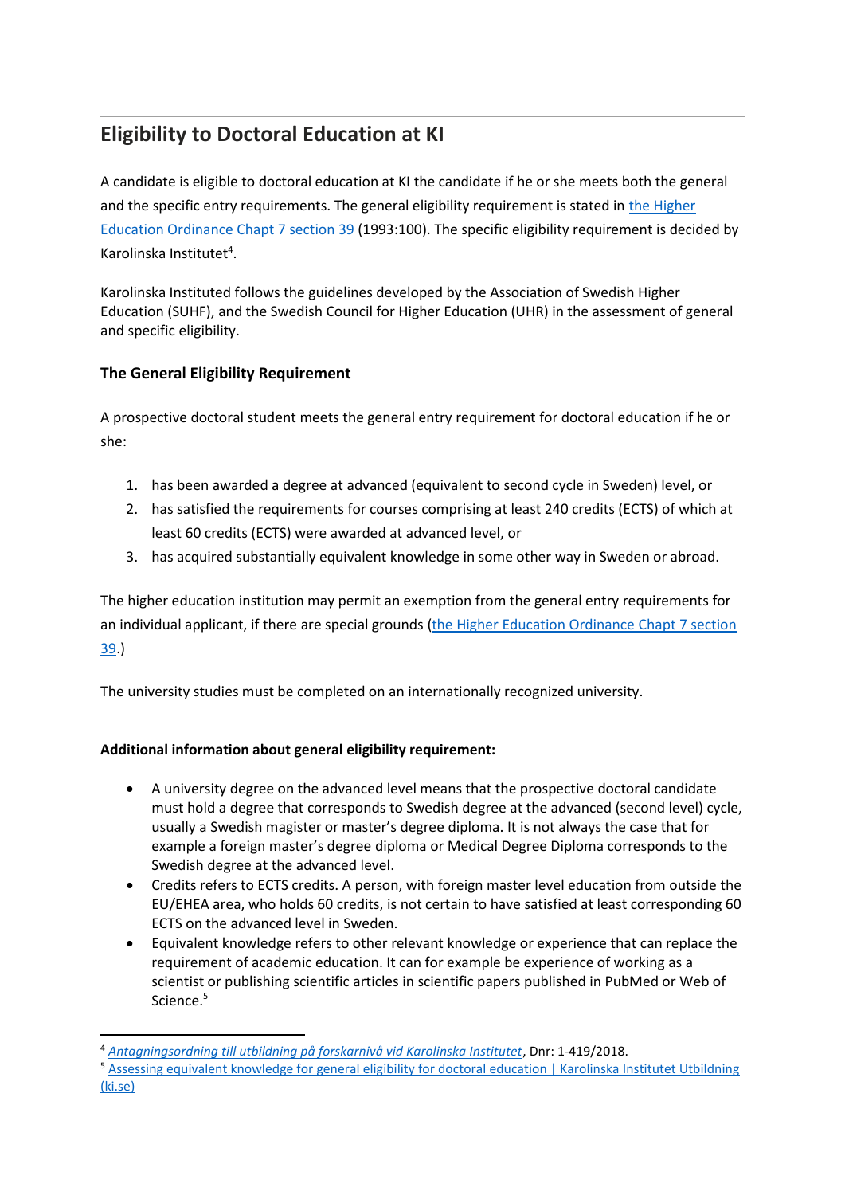## Eligibility to Doctoral Education at KI

A candidate is eligible to doctoral education at KI the candidate if he or she meets both the general and the specific entry requirements. The general eligibility requirement is stated in [the Higher Education Ordinance Chapt 7 section 39](#) (1993:100). The specific eligibility requirement is decided by Karolinska Institutet[4].

Karolinska Instituted follows the guidelines developed by the Association of Swedish Higher Education (SUHF), and the Swedish Council for Higher Education (UHR) in the assessment of general and specific eligibility.

### The General Eligibility Requirement

A prospective doctoral student meets the general entry requirement for doctoral education if he or she:

1. has been awarded a degree at advanced (equivalent to second cycle in Sweden) level, or
2. has satisfied the requirements for courses comprising at least 240 credits (ECTS) of which at least 60 credits (ECTS) were awarded at advanced level, or
3. has acquired substantially equivalent knowledge in some other way in Sweden or abroad.

The higher education institution may permit an exemption from the general entry requirements for an individual applicant, if there are special grounds ([the Higher Education Ordinance Chapt 7 section 39](#).)

The university studies must be completed on an internationally recognized university.

**Additional information about general eligibility requirement:**

- A university degree on the advanced level means that the prospective doctoral candidate must hold a degree that corresponds to Swedish degree at the advanced (second level) cycle, usually a Swedish magister or master's degree diploma. It is not always the case that for example a foreign master's degree diploma or Medical Degree Diploma corresponds to the Swedish degree at the advanced level.
- Credits refers to ECTS credits. A person, with foreign master level education from outside the EU/EHEA area, who holds 60 credits, is not certain to have satisfied at least corresponding 60 ECTS on the advanced level in Sweden.
- Equivalent knowledge refers to other relevant knowledge or experience that can replace the requirement of academic education. It can for example be experience of working as a scientist or publishing scientific articles in scientific papers published in PubMed or Web of Science.[5]

---

[4] *Antagningsordning till utbildning på forskarnivå vid Karolinska Institutet*, Dnr: 1-419/2018.

[5] Assessing equivalent knowledge for general eligibility for doctoral education | Karolinska Institutet Utbildning (ki.se)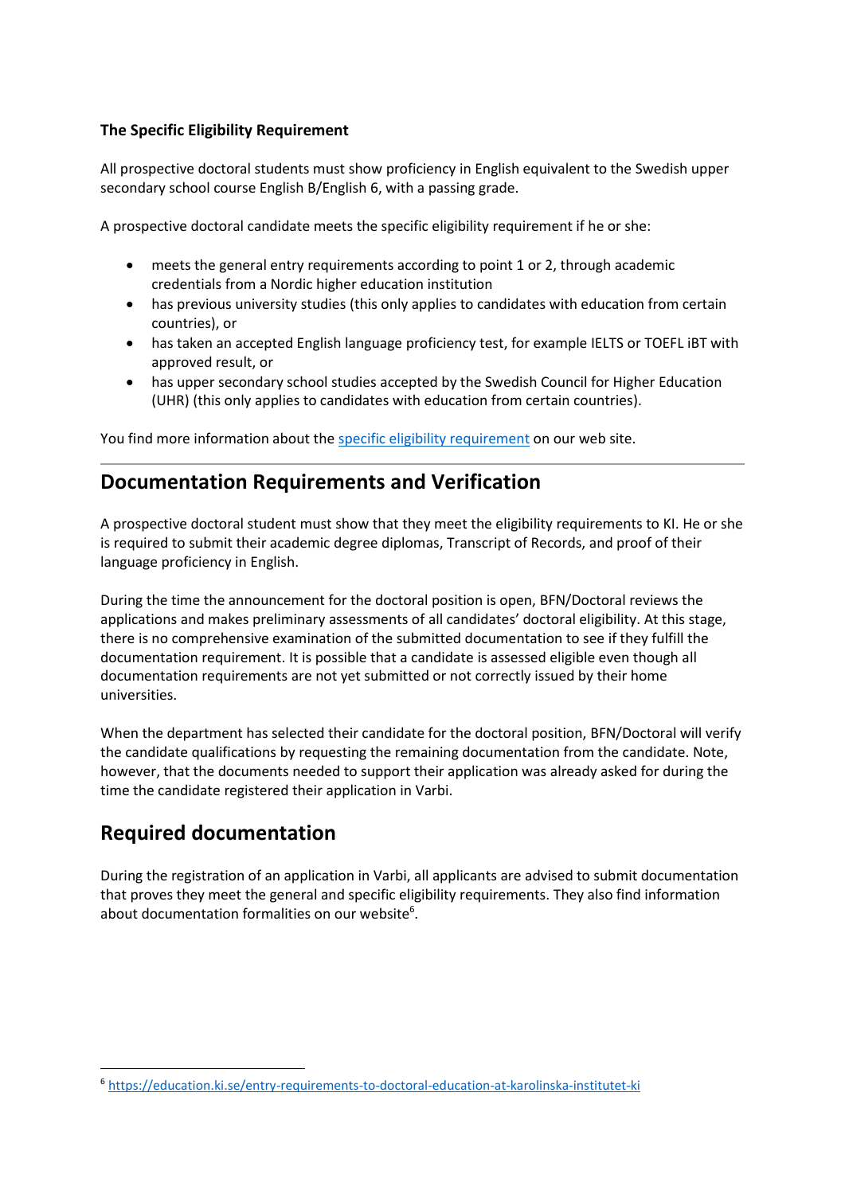**The Specific Eligibility Requirement**

All prospective doctoral students must show proficiency in English equivalent to the Swedish upper secondary school course English B/English 6, with a passing grade.

A prospective doctoral candidate meets the specific eligibility requirement if he or she:

- meets the general entry requirements according to point 1 or 2, through academic credentials from a Nordic higher education institution
- has previous university studies (this only applies to candidates with education from certain countries), or
- has taken an accepted English language proficiency test, for example IELTS or TOEFL iBT with approved result, or
- has upper secondary school studies accepted by the Swedish Council for Higher Education (UHR) (this only applies to candidates with education from certain countries).

You find more information about the specific eligibility requirement on our web site.

---

## Documentation Requirements and Verification

A prospective doctoral student must show that they meet the eligibility requirements to KI. He or she is required to submit their academic degree diplomas, Transcript of Records, and proof of their language proficiency in English.

During the time the announcement for the doctoral position is open, BFN/Doctoral reviews the applications and makes preliminary assessments of all candidates' doctoral eligibility. At this stage, there is no comprehensive examination of the submitted documentation to see if they fulfill the documentation requirement. It is possible that a candidate is assessed eligible even though all documentation requirements are not yet submitted or not correctly issued by their home universities.

When the department has selected their candidate for the doctoral position, BFN/Doctoral will verify the candidate qualifications by requesting the remaining documentation from the candidate. Note, however, that the documents needed to support their application was already asked for during the time the candidate registered their application in Varbi.

## Required documentation

During the registration of an application in Varbi, all applicants are advised to submit documentation that proves they meet the general and specific eligibility requirements. They also find information about documentation formalities on our website[6].

[6] https://education.ki.se/entry-requirements-to-doctoral-education-at-karolinska-institutet-ki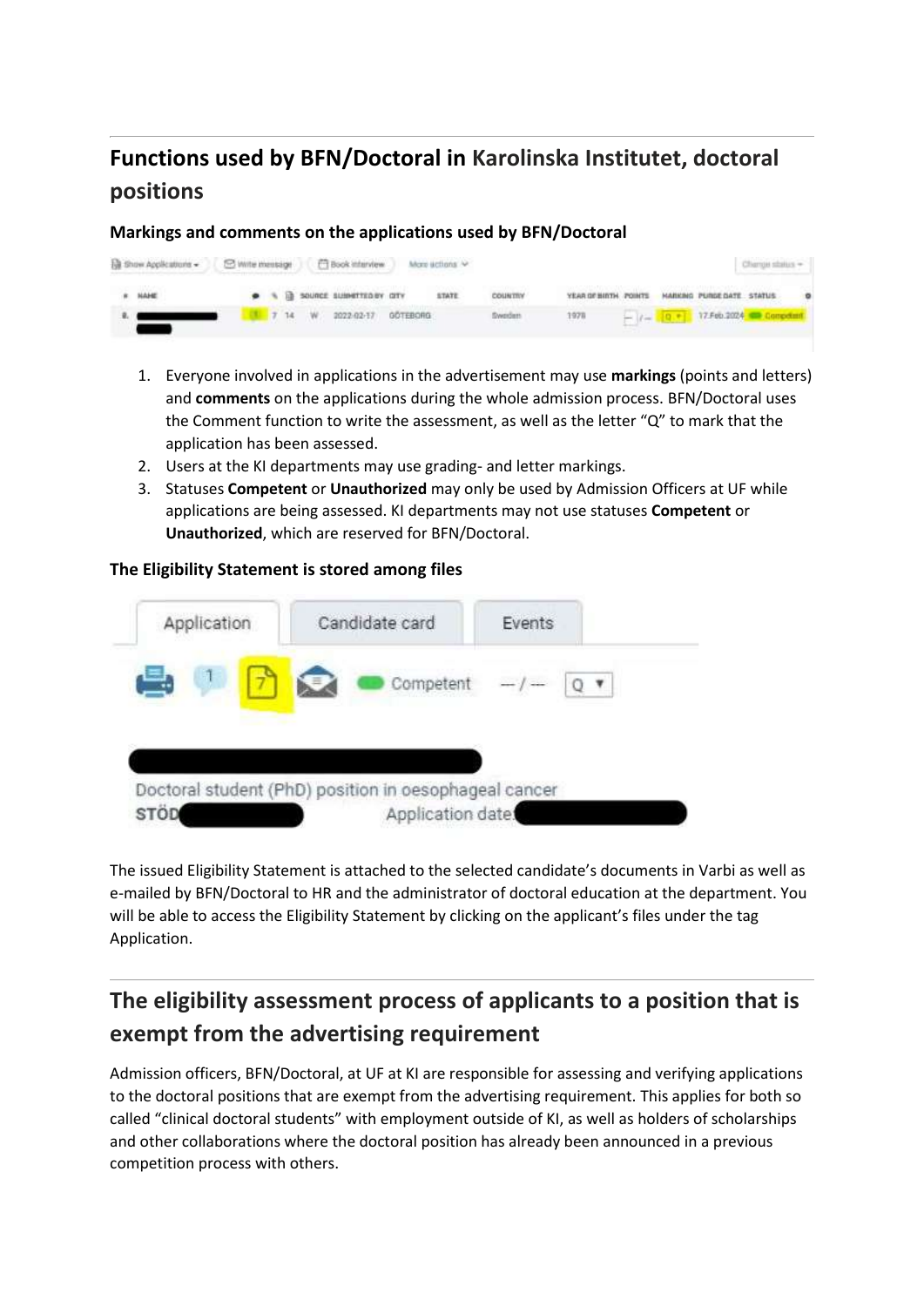## Functions used by BFN/Doctoral in Karolinska Institutet, doctoral positions

### Markings and comments on the applications used by BFN/Doctoral

1. Everyone involved in applications in the advertisement may use **markings** (points and letters) and **comments** on the applications during the whole admission process. BFN/Doctoral uses the Comment function to write the assessment, as well as the letter "Q" to mark that the application has been assessed.
2. Users at the KI departments may use grading- and letter markings.
3. Statuses **Competent** or **Unauthorized** may only be used by Admission Officers at UF while applications are being assessed. KI departments may not use statuses **Competent** or **Unauthorized**, which are reserved for BFN/Doctoral.

### The Eligibility Statement is stored among files

The issued Eligibility Statement is attached to the selected candidate's documents in Varbi as well as e-mailed by BFN/Doctoral to HR and the administrator of doctoral education at the department. You will be able to access the Eligibility Statement by clicking on the applicant's files under the tag Application.

## The eligibility assessment process of applicants to a position that is exempt from the advertising requirement

Admission officers, BFN/Doctoral, at UF at KI are responsible for assessing and verifying applications to the doctoral positions that are exempt from the advertising requirement. This applies for both so called "clinical doctoral students" with employment outside of KI, as well as holders of scholarships and other collaborations where the doctoral position has already been announced in a previous competition process with others.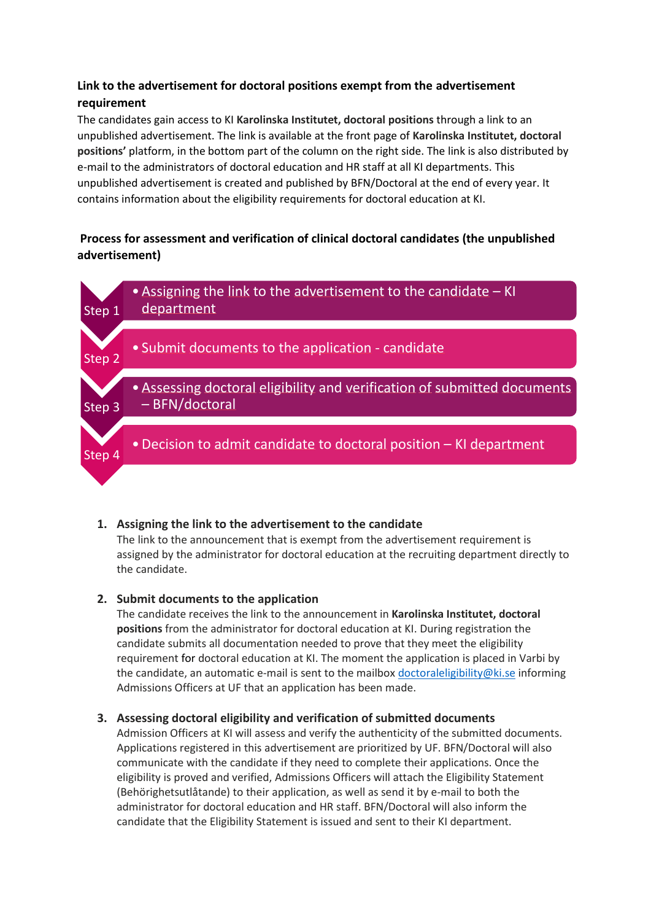**Link to the advertisement for doctoral positions exempt from the advertisement requirement**

The candidates gain access to KI **Karolinska Institutet, doctoral positions** through a link to an unpublished advertisement. The link is available at the front page of **Karolinska Institutet, doctoral positions'** platform, in the bottom part of the column on the right side. The link is also distributed by e-mail to the administrators of doctoral education and HR staff at all KI departments. This unpublished advertisement is created and published by BFN/Doctoral at the end of every year. It contains information about the eligibility requirements for doctoral education at KI.

**Process for assessment and verification of clinical doctoral candidates (the unpublished advertisement)**

- Step 1 – Assigning the link to the advertisement to the candidate – KI department
- Step 2 – Submit documents to the application - candidate
- Step 3 – Assessing doctoral eligibility and verification of submitted documents – BFN/doctoral
- Step 4 – Decision to admit candidate to doctoral position – KI department

1. **Assigning the link to the advertisement to the candidate**
   The link to the announcement that is exempt from the advertisement requirement is assigned by the administrator for doctoral education at the recruiting department directly to the candidate.

2. **Submit documents to the application**
   The candidate receives the link to the announcement in **Karolinska Institutet, doctoral positions** from the administrator for doctoral education at KI. During registration the candidate submits all documentation needed to prove that they meet the eligibility requirement for doctoral education at KI. The moment the application is placed in Varbi by the candidate, an automatic e-mail is sent to the mailbox doctoraleligibility@ki.se informing Admissions Officers at UF that an application has been made.

3. **Assessing doctoral eligibility and verification of submitted documents**
   Admission Officers at KI will assess and verify the authenticity of the submitted documents. Applications registered in this advertisement are prioritized by UF. BFN/Doctoral will also communicate with the candidate if they need to complete their applications. Once the eligibility is proved and verified, Admissions Officers will attach the Eligibility Statement (Behörighetsutlåtande) to their application, as well as send it by e-mail to both the administrator for doctoral education and HR staff. BFN/Doctoral will also inform the candidate that the Eligibility Statement is issued and sent to their KI department.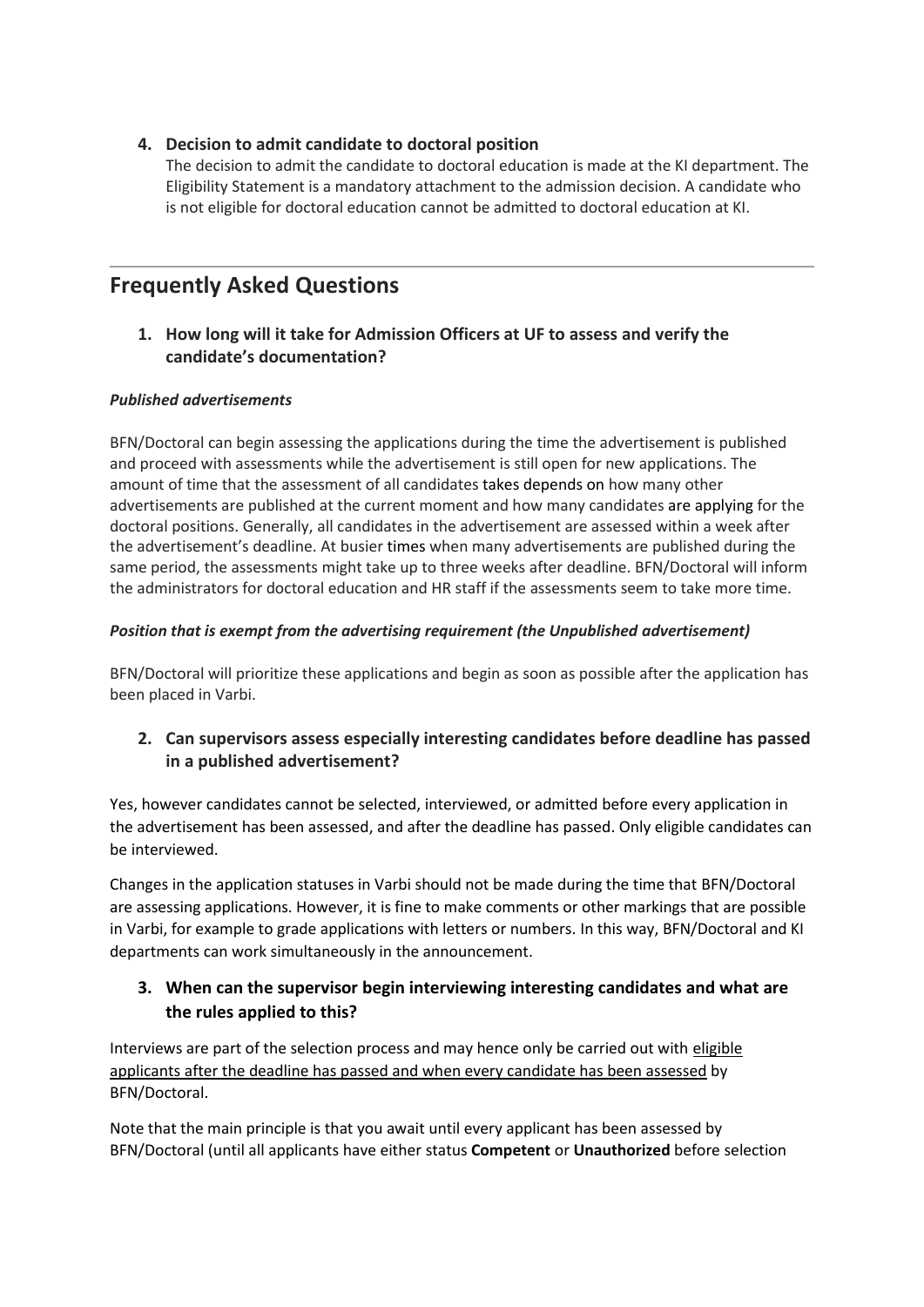4. **Decision to admit candidate to doctoral position**

   The decision to admit the candidate to doctoral education is made at the KI department. The Eligibility Statement is a mandatory attachment to the admission decision. A candidate who is not eligible for doctoral education cannot be admitted to doctoral education at KI.

---

## Frequently Asked Questions

### 1. How long will it take for Admission Officers at UF to assess and verify the candidate's documentation?

***Published advertisements***

BFN/Doctoral can begin assessing the applications during the time the advertisement is published and proceed with assessments while the advertisement is still open for new applications. The amount of time that the assessment of all candidates takes depends on how many other advertisements are published at the current moment and how many candidates are applying for the doctoral positions. Generally, all candidates in the advertisement are assessed within a week after the advertisement's deadline. At busier times when many advertisements are published during the same period, the assessments might take up to three weeks after deadline. BFN/Doctoral will inform the administrators for doctoral education and HR staff if the assessments seem to take more time.

***Position that is exempt from the advertising requirement (the Unpublished advertisement)***

BFN/Doctoral will prioritize these applications and begin as soon as possible after the application has been placed in Varbi.

### 2. Can supervisors assess especially interesting candidates before deadline has passed in a published advertisement?

Yes, however candidates cannot be selected, interviewed, or admitted before every application in the advertisement has been assessed, and after the deadline has passed. Only eligible candidates can be interviewed.

Changes in the application statuses in Varbi should not be made during the time that BFN/Doctoral are assessing applications. However, it is fine to make comments or other markings that are possible in Varbi, for example to grade applications with letters or numbers. In this way, BFN/Doctoral and KI departments can work simultaneously in the announcement.

### 3. When can the supervisor begin interviewing interesting candidates and what are the rules applied to this?

Interviews are part of the selection process and may hence only be carried out with eligible applicants after the deadline has passed and when every candidate has been assessed by BFN/Doctoral.

Note that the main principle is that you await until every applicant has been assessed by BFN/Doctoral (until all applicants have either status **Competent** or **Unauthorized** before selection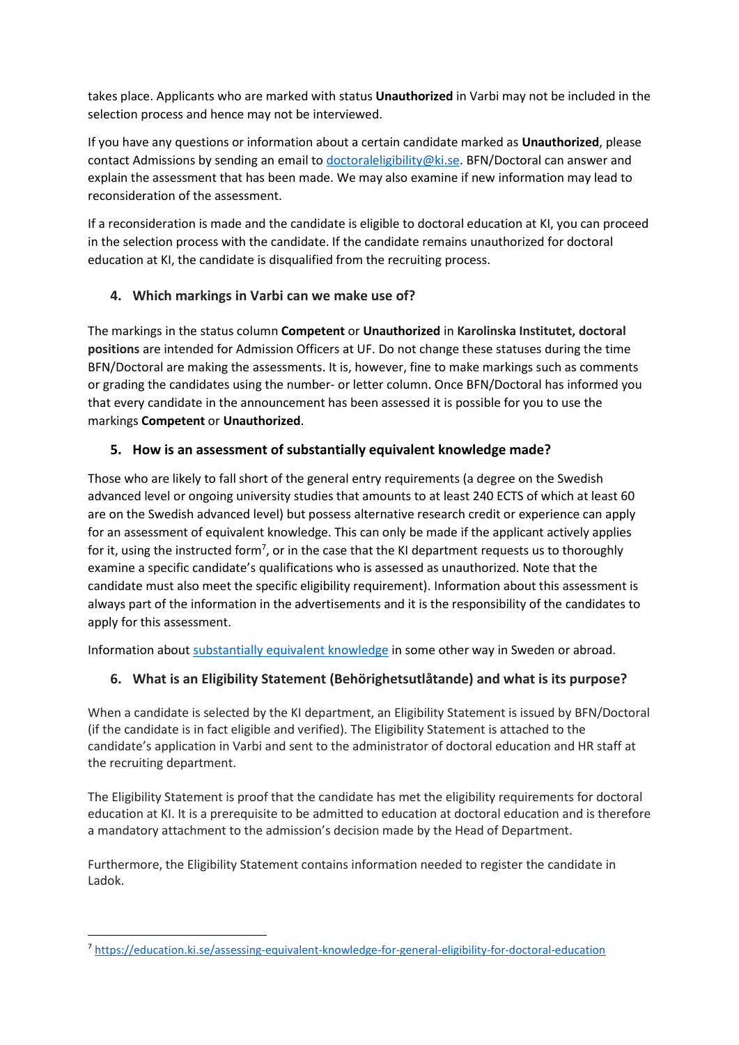takes place. Applicants who are marked with status **Unauthorized** in Varbi may not be included in the selection process and hence may not be interviewed.

If you have any questions or information about a certain candidate marked as **Unauthorized**, please contact Admissions by sending an email to doctoraleligibility@ki.se. BFN/Doctoral can answer and explain the assessment that has been made. We may also examine if new information may lead to reconsideration of the assessment.

If a reconsideration is made and the candidate is eligible to doctoral education at KI, you can proceed in the selection process with the candidate. If the candidate remains unauthorized for doctoral education at KI, the candidate is disqualified from the recruiting process.

## 4. Which markings in Varbi can we make use of?

The markings in the status column **Competent** or **Unauthorized** in **Karolinska Institutet, doctoral positions** are intended for Admission Officers at UF. Do not change these statuses during the time BFN/Doctoral are making the assessments. It is, however, fine to make markings such as comments or grading the candidates using the number- or letter column. Once BFN/Doctoral has informed you that every candidate in the announcement has been assessed it is possible for you to use the markings **Competent** or **Unauthorized**.

## 5. How is an assessment of substantially equivalent knowledge made?

Those who are likely to fall short of the general entry requirements (a degree on the Swedish advanced level or ongoing university studies that amounts to at least 240 ECTS of which at least 60 are on the Swedish advanced level) but possess alternative research credit or experience can apply for an assessment of equivalent knowledge. This can only be made if the applicant actively applies for it, using the instructed form[7], or in the case that the KI department requests us to thoroughly examine a specific candidate's qualifications who is assessed as unauthorized. Note that the candidate must also meet the specific eligibility requirement). Information about this assessment is always part of the information in the advertisements and it is the responsibility of the candidates to apply for this assessment.

Information about substantially equivalent knowledge in some other way in Sweden or abroad.

## 6. What is an Eligibility Statement (Behörighetsutlåtande) and what is its purpose?

When a candidate is selected by the KI department, an Eligibility Statement is issued by BFN/Doctoral (if the candidate is in fact eligible and verified). The Eligibility Statement is attached to the candidate's application in Varbi and sent to the administrator of doctoral education and HR staff at the recruiting department.

The Eligibility Statement is proof that the candidate has met the eligibility requirements for doctoral education at KI. It is a prerequisite to be admitted to education at doctoral education and is therefore a mandatory attachment to the admission's decision made by the Head of Department.

Furthermore, the Eligibility Statement contains information needed to register the candidate in Ladok.

---

[7] https://education.ki.se/assessing-equivalent-knowledge-for-general-eligibility-for-doctoral-education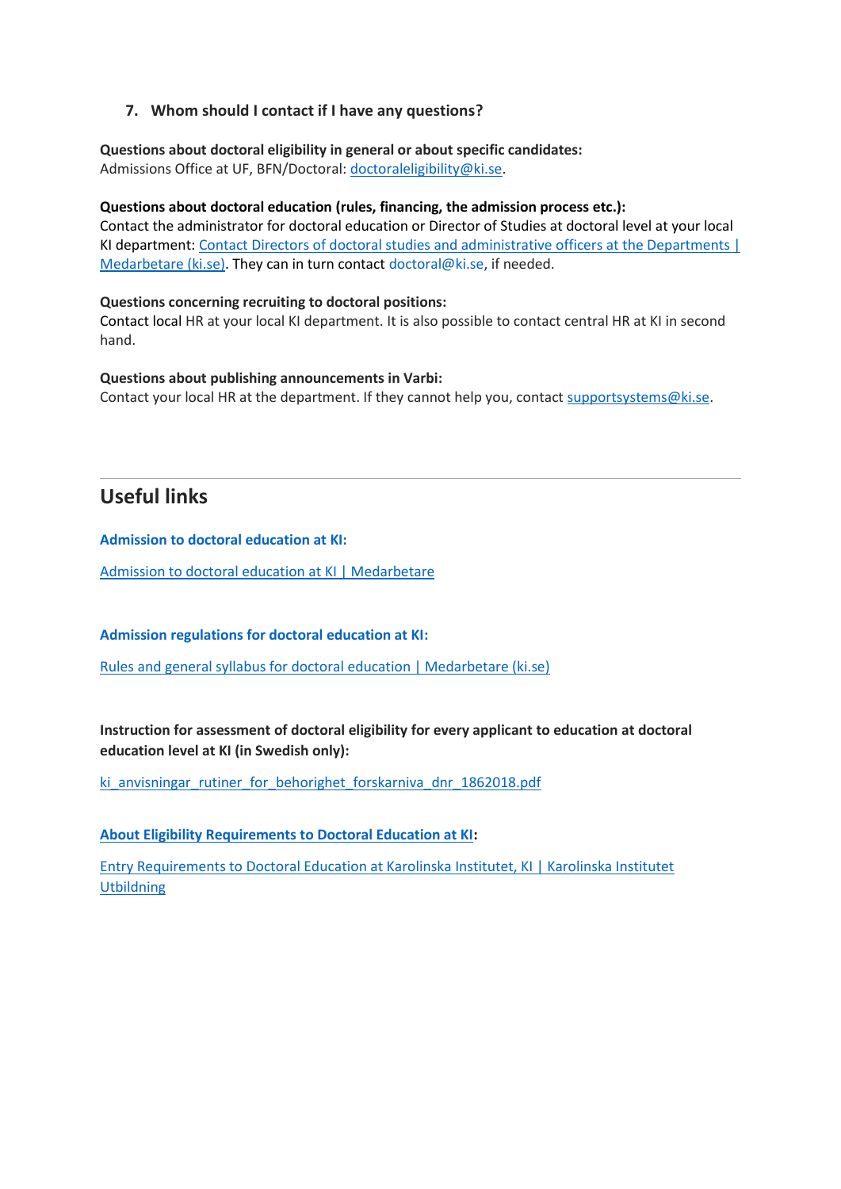### 7. Whom should I contact if I have any questions?

**Questions about doctoral eligibility in general or about specific candidates:**
Admissions Office at UF, BFN/Doctoral: doctoraleligibility@ki.se.

**Questions about doctoral education (rules, financing, the admission process etc.):**
Contact the administrator for doctoral education or Director of Studies at doctoral level at your local KI department: Contact Directors of doctoral studies and administrative officers at the Departments | Medarbetare (ki.se). They can in turn contact doctoral@ki.se, if needed.

**Questions concerning recruiting to doctoral positions:**
Contact local HR at your local KI department. It is also possible to contact central HR at KI in second hand.

**Questions about publishing announcements in Varbi:**
Contact your local HR at the department. If they cannot help you, contact supportsystems@ki.se.

---

## Useful links

**Admission to doctoral education at KI:**

Admission to doctoral education at KI | Medarbetare

**Admission regulations for doctoral education at KI:**

Rules and general syllabus for doctoral education | Medarbetare (ki.se)

**Instruction for assessment of doctoral eligibility for every applicant to education at doctoral education level at KI (in Swedish only):**

ki_anvisningar_rutiner_for_behorighet_forskarniva_dnr_1862018.pdf

**About Eligibility Requirements to Doctoral Education at KI:**

Entry Requirements to Doctoral Education at Karolinska Institutet, KI | Karolinska Institutet Utbildning